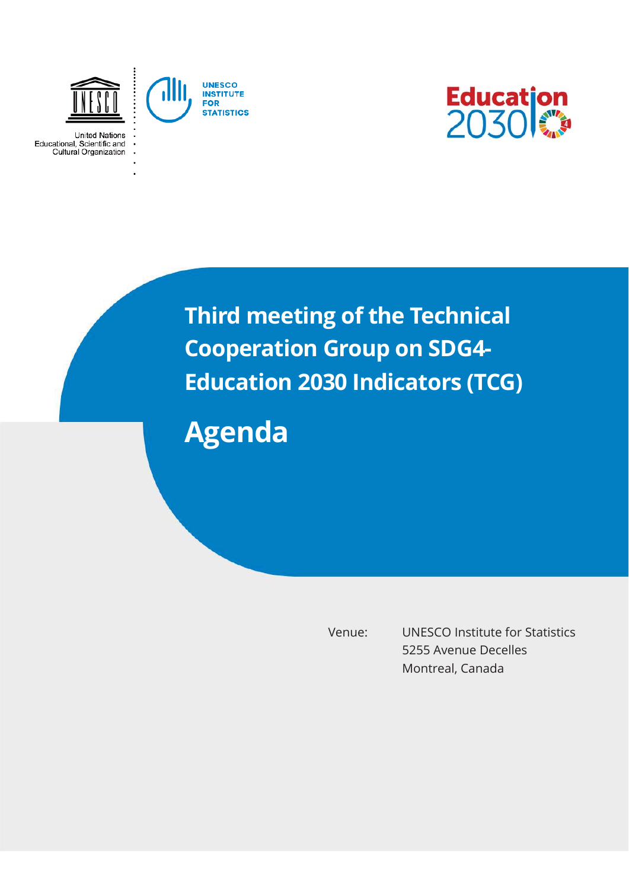United Nations
Educational, Scientific and
Cultural Organization

UNESCO INSTITUTE FOR STATISTICS

Education 2030

# Third meeting of the Technical Cooperation Group on SDG4-Education 2030 Indicators (TCG)

# Agenda

Venue: UNESCO Institute for Statistics
5255 Avenue Decelles
Montreal, Canada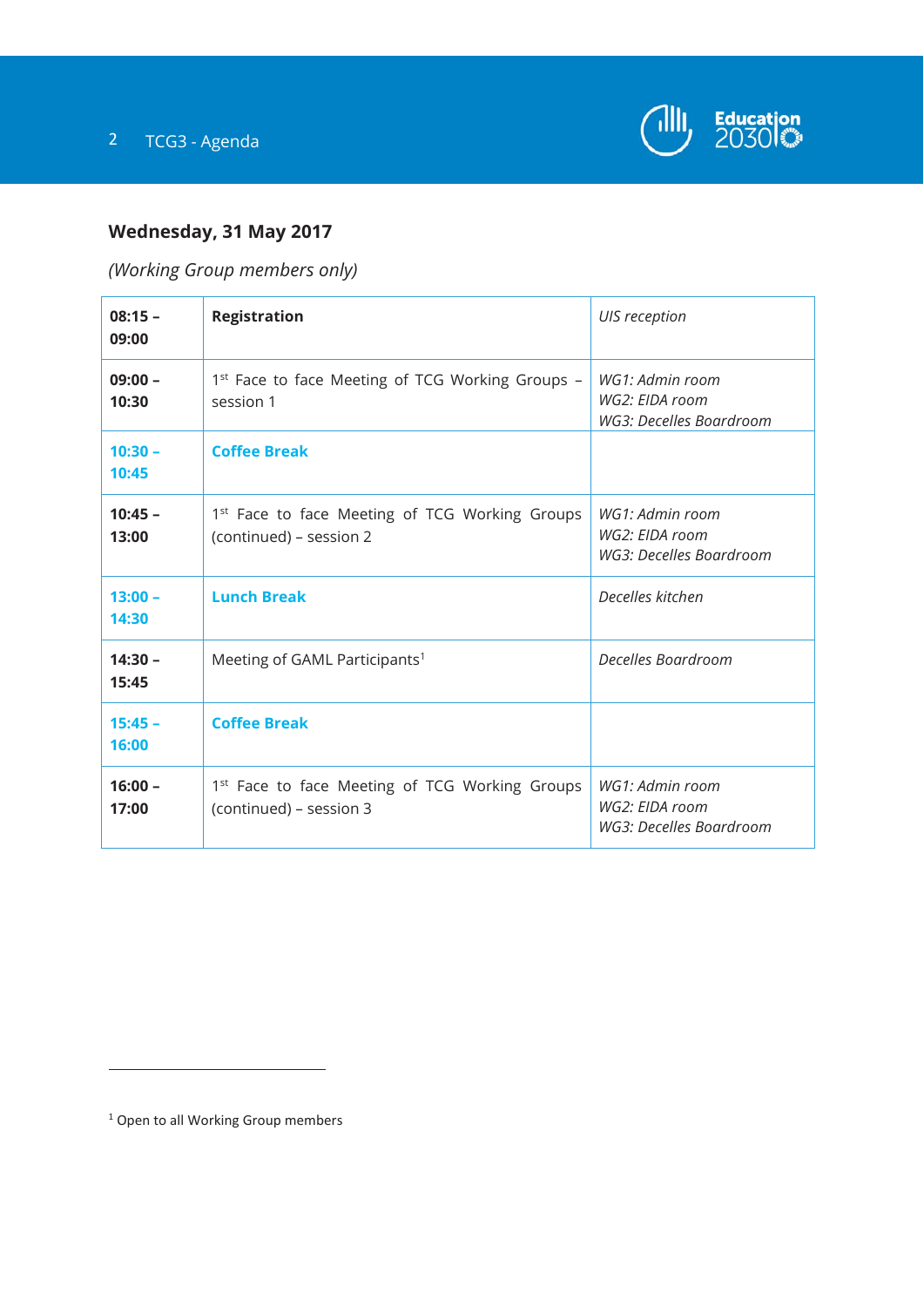## Wednesday, 31 May 2017

*(Working Group members only)*

| | | |
|---|---|---|
| **08:15 – 09:00** | **Registration** | *UIS reception* |
| **09:00 – 10:30** | 1st Face to face Meeting of TCG Working Groups – session 1 | *WG1: Admin room*<br>*WG2: EIDA room*<br>*WG3: Decelles Boardroom* |
| **10:30 – 10:45** | **Coffee Break** | |
| **10:45 – 13:00** | 1st Face to face Meeting of TCG Working Groups (continued) – session 2 | *WG1: Admin room*<br>*WG2: EIDA room*<br>*WG3: Decelles Boardroom* |
| **13:00 – 14:30** | **Lunch Break** | *Decelles kitchen* |
| **14:30 – 15:45** | Meeting of GAML Participants[1] | *Decelles Boardroom* |
| **15:45 – 16:00** | **Coffee Break** | |
| **16:00 – 17:00** | 1st Face to face Meeting of TCG Working Groups (continued) – session 3 | *WG1: Admin room*<br>*WG2: EIDA room*<br>*WG3: Decelles Boardroom* |

[1] Open to all Working Group members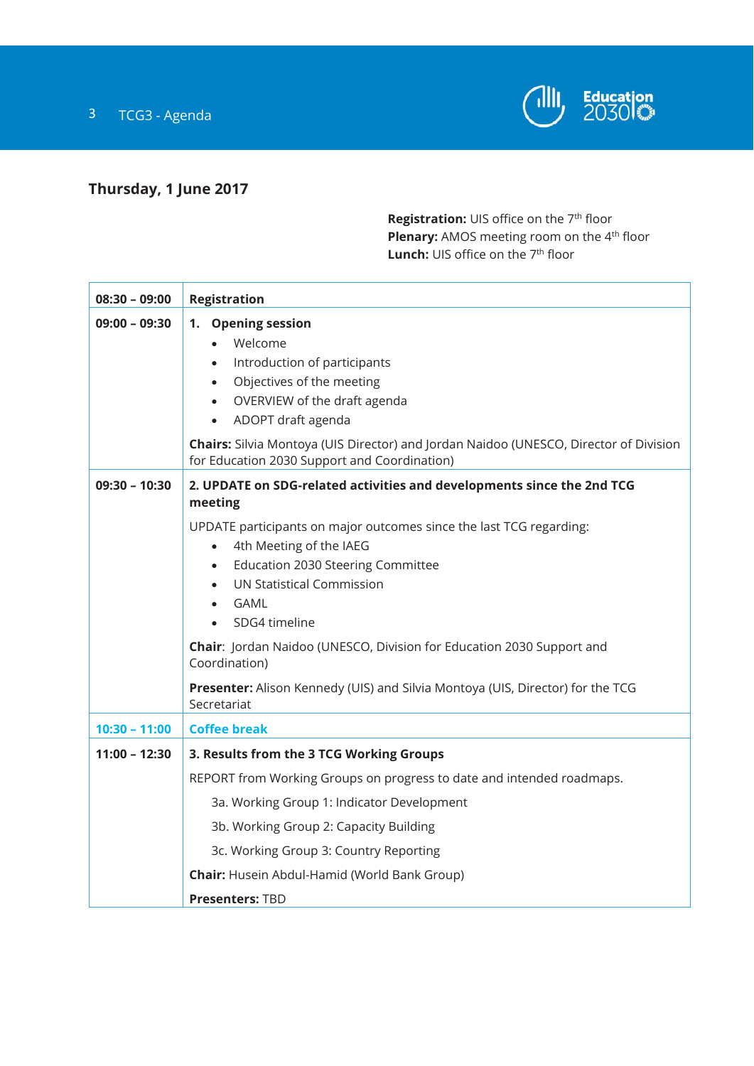## Thursday, 1 June 2017

**Registration:** UIS office on the 7th floor
**Plenary:** AMOS meeting room on the 4th floor
**Lunch:** UIS office on the 7th floor

| | |
|---|---|
| **08:30 – 09:00** | **Registration** |
| **09:00 – 09:30** | **1. Opening session**<br>• Welcome<br>• Introduction of participants<br>• Objectives of the meeting<br>• OVERVIEW of the draft agenda<br>• ADOPT draft agenda<br>**Chairs:** Silvia Montoya (UIS Director) and Jordan Naidoo (UNESCO, Director of Division for Education 2030 Support and Coordination) |
| **09:30 – 10:30** | **2. UPDATE on SDG-related activities and developments since the 2nd TCG meeting**<br>UPDATE participants on major outcomes since the last TCG regarding:<br>• 4th Meeting of the IAEG<br>• Education 2030 Steering Committee<br>• UN Statistical Commission<br>• GAML<br>• SDG4 timeline<br>**Chair**: Jordan Naidoo (UNESCO, Division for Education 2030 Support and Coordination)<br>**Presenter:** Alison Kennedy (UIS) and Silvia Montoya (UIS, Director) for the TCG Secretariat |
| **10:30 – 11:00** | **Coffee break** |
| **11:00 – 12:30** | **3. Results from the 3 TCG Working Groups**<br>REPORT from Working Groups on progress to date and intended roadmaps.<br>3a. Working Group 1: Indicator Development<br>3b. Working Group 2: Capacity Building<br>3c. Working Group 3: Country Reporting<br>**Chair:** Husein Abdul-Hamid (World Bank Group)<br>**Presenters:** TBD |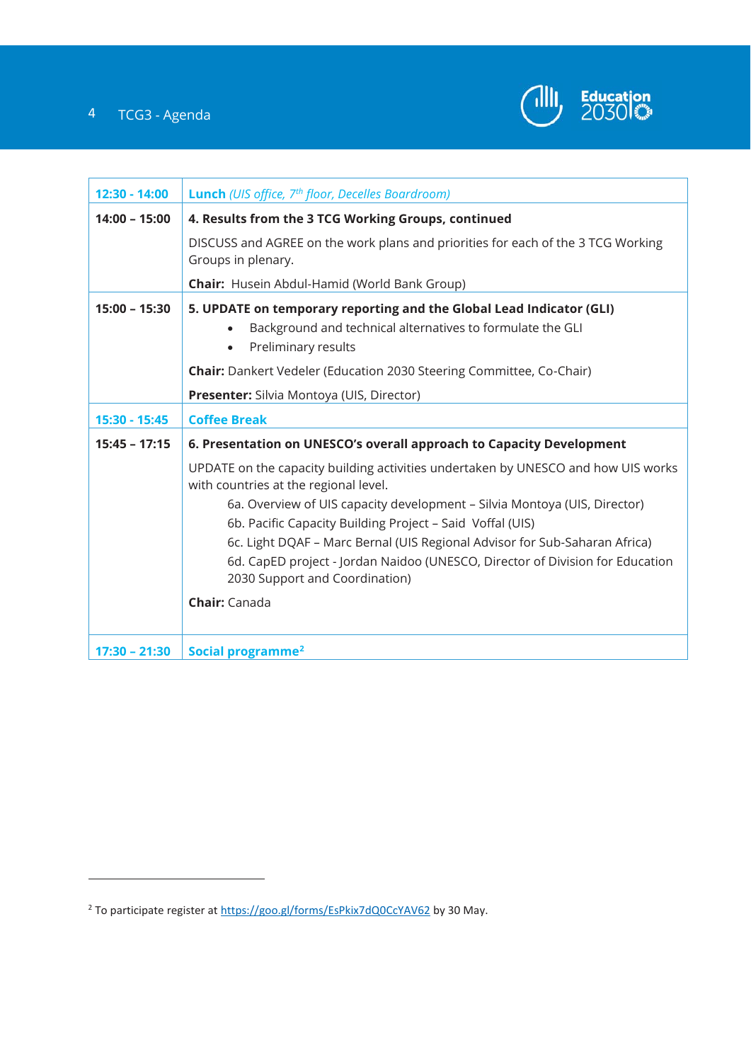| | |
|---|---|
| **12:30 - 14:00** | **Lunch** *(UIS office, 7th floor, Decelles Boardroom)* |
| **14:00 – 15:00** | **4. Results from the 3 TCG Working Groups, continued**<br><br>DISCUSS and AGREE on the work plans and priorities for each of the 3 TCG Working Groups in plenary.<br><br>**Chair:** Husein Abdul-Hamid (World Bank Group) |
| **15:00 – 15:30** | **5. UPDATE on temporary reporting and the Global Lead Indicator (GLI)**<br>• Background and technical alternatives to formulate the GLI<br>• Preliminary results<br><br>**Chair:** Dankert Vedeler (Education 2030 Steering Committee, Co-Chair)<br><br>**Presenter:** Silvia Montoya (UIS, Director) |
| **15:30 - 15:45** | **Coffee Break** |
| **15:45 – 17:15** | **6. Presentation on UNESCO's overall approach to Capacity Development**<br><br>UPDATE on the capacity building activities undertaken by UNESCO and how UIS works with countries at the regional level.<br>6a. Overview of UIS capacity development – Silvia Montoya (UIS, Director)<br>6b. Pacific Capacity Building Project – Said Voffal (UIS)<br>6c. Light DQAF – Marc Bernal (UIS Regional Advisor for Sub-Saharan Africa)<br>6d. CapED project - Jordan Naidoo (UNESCO, Director of Division for Education 2030 Support and Coordination)<br><br>**Chair:** Canada |
| **17:30 – 21:30** | **Social programme**[2] |

[2] To participate register at https://goo.gl/forms/EsPkix7dQ0CcYAV62 by 30 May.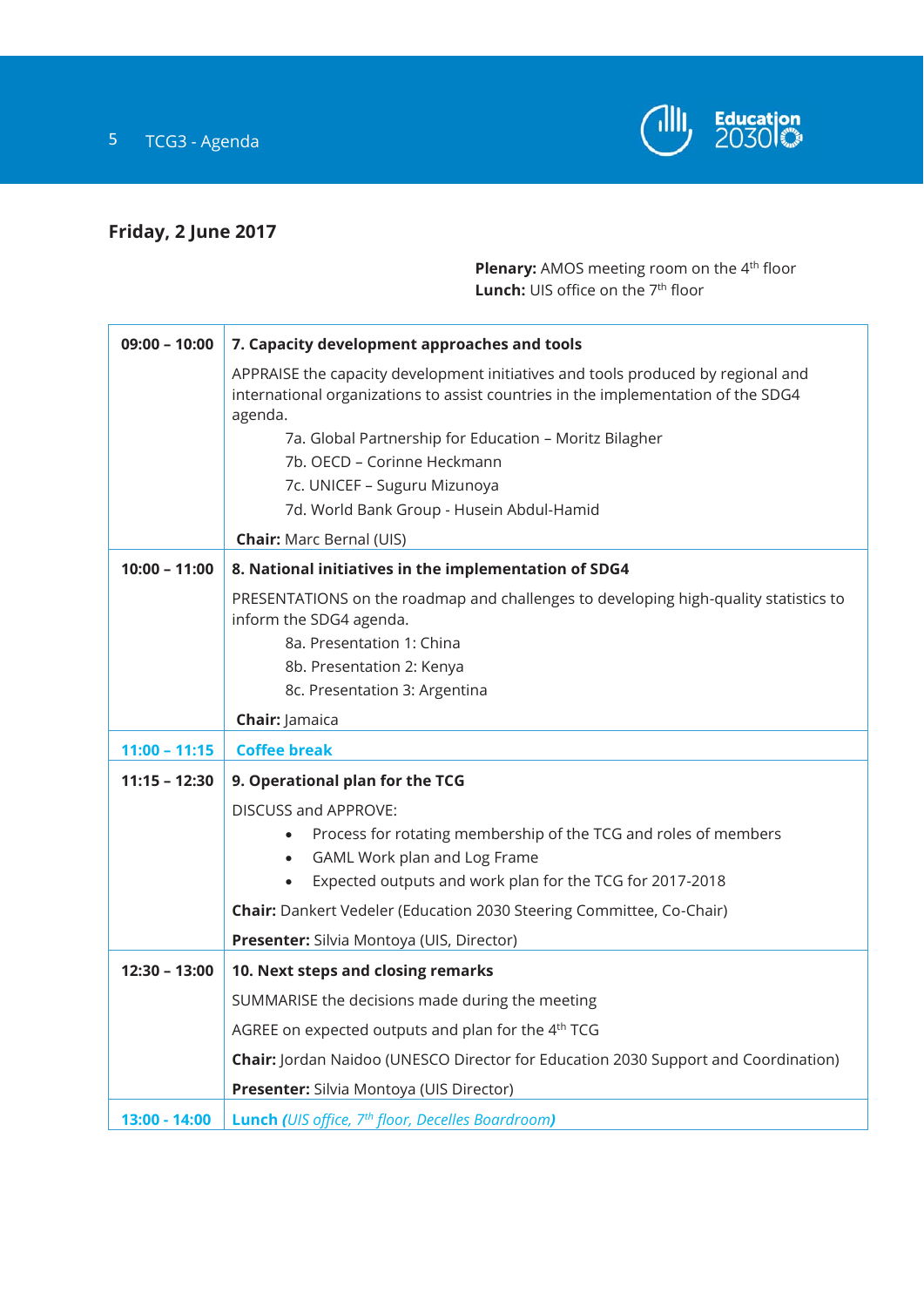## Friday, 2 June 2017

**Plenary:** AMOS meeting room on the 4th floor
**Lunch:** UIS office on the 7th floor

| | |
|---|---|
| **09:00 – 10:00** | **7. Capacity development approaches and tools**<br>APPRAISE the capacity development initiatives and tools produced by regional and international organizations to assist countries in the implementation of the SDG4 agenda.<br>7a. Global Partnership for Education – Moritz Bilagher<br>7b. OECD – Corinne Heckmann<br>7c. UNICEF – Suguru Mizunoya<br>7d. World Bank Group - Husein Abdul-Hamid<br>**Chair:** Marc Bernal (UIS) |
| **10:00 – 11:00** | **8. National initiatives in the implementation of SDG4**<br>PRESENTATIONS on the roadmap and challenges to developing high-quality statistics to inform the SDG4 agenda.<br>8a. Presentation 1: China<br>8b. Presentation 2: Kenya<br>8c. Presentation 3: Argentina<br>**Chair:** Jamaica |
| **11:00 – 11:15** | **Coffee break** |
| **11:15 – 12:30** | **9. Operational plan for the TCG**<br>DISCUSS and APPROVE:<br>• Process for rotating membership of the TCG and roles of members<br>• GAML Work plan and Log Frame<br>• Expected outputs and work plan for the TCG for 2017-2018<br>**Chair:** Dankert Vedeler (Education 2030 Steering Committee, Co-Chair)<br>**Presenter:** Silvia Montoya (UIS, Director) |
| **12:30 – 13:00** | **10. Next steps and closing remarks**<br>SUMMARISE the decisions made during the meeting<br>AGREE on expected outputs and plan for the 4th TCG<br>**Chair:** Jordan Naidoo (UNESCO Director for Education 2030 Support and Coordination)<br>**Presenter:** Silvia Montoya (UIS Director) |
| **13:00 - 14:00** | **Lunch** *(UIS office, 7th floor, Decelles Boardroom)* |